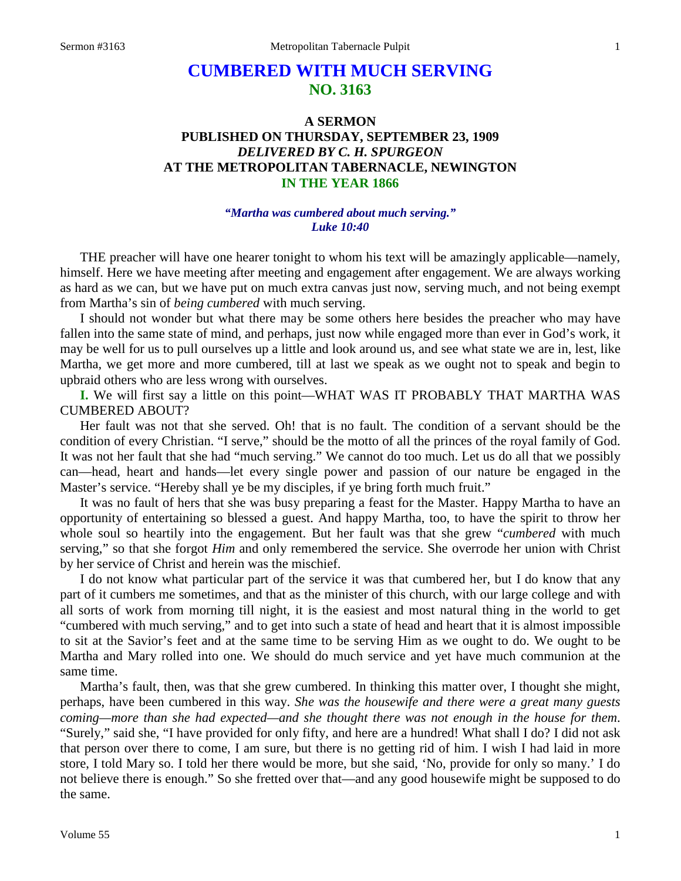# CUMBERED WITH MUCH SERVING
## NO. 3163

### A SERMON
### PUBLISHED ON THURSDAY, SEPTEMBER 23, 1909
### *DELIVERED BY C. H. SPURGEON*
### AT THE METROPOLITAN TABERNACLE, NEWINGTON
### IN THE YEAR 1866

***"Martha was cumbered about much serving." Luke 10:40***

THE preacher will have one hearer tonight to whom his text will be amazingly applicable—namely, himself. Here we have meeting after meeting and engagement after engagement. We are always working as hard as we can, but we have put on much extra canvas just now, serving much, and not being exempt from Martha's sin of *being cumbered* with much serving.

I should not wonder but what there may be some others here besides the preacher who may have fallen into the same state of mind, and perhaps, just now while engaged more than ever in God's work, it may be well for us to pull ourselves up a little and look around us, and see what state we are in, lest, like Martha, we get more and more cumbered, till at last we speak as we ought not to speak and begin to upbraid others who are less wrong with ourselves.

**I.** We will first say a little on this point—WHAT WAS IT PROBABLY THAT MARTHA WAS CUMBERED ABOUT?

Her fault was not that she served. Oh! that is no fault. The condition of a servant should be the condition of every Christian. "I serve," should be the motto of all the princes of the royal family of God. It was not her fault that she had "much serving." We cannot do too much. Let us do all that we possibly can—head, heart and hands—let every single power and passion of our nature be engaged in the Master's service. "Hereby shall ye be my disciples, if ye bring forth much fruit."

It was no fault of hers that she was busy preparing a feast for the Master. Happy Martha to have an opportunity of entertaining so blessed a guest. And happy Martha, too, to have the spirit to throw her whole soul so heartily into the engagement. But her fault was that she grew "*cumbered* with much serving," so that she forgot *Him* and only remembered the service. She overrode her union with Christ by her service of Christ and herein was the mischief.

I do not know what particular part of the service it was that cumbered her, but I do know that any part of it cumbers me sometimes, and that as the minister of this church, with our large college and with all sorts of work from morning till night, it is the easiest and most natural thing in the world to get "cumbered with much serving," and to get into such a state of head and heart that it is almost impossible to sit at the Savior's feet and at the same time to be serving Him as we ought to do. We ought to be Martha and Mary rolled into one. We should do much service and yet have much communion at the same time.

Martha's fault, then, was that she grew cumbered. In thinking this matter over, I thought she might, perhaps, have been cumbered in this way. *She was the housewife and there were a great many guests coming—more than she had expected—and she thought there was not enough in the house for them*. "Surely," said she, "I have provided for only fifty, and here are a hundred! What shall I do? I did not ask that person over there to come, I am sure, but there is no getting rid of him. I wish I had laid in more store, I told Mary so. I told her there would be more, but she said, 'No, provide for only so many.' I do not believe there is enough." So she fretted over that—and any good housewife might be supposed to do the same.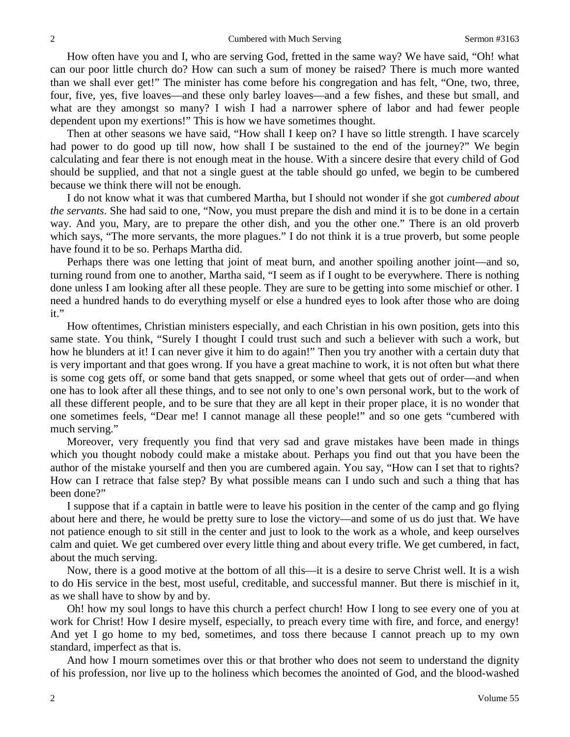How often have you and I, who are serving God, fretted in the same way? We have said, "Oh! what can our poor little church do? How can such a sum of money be raised? There is much more wanted than we shall ever get!" The minister has come before his congregation and has felt, "One, two, three, four, five, yes, five loaves—and these only barley loaves—and a few fishes, and these but small, and what are they amongst so many? I wish I had a narrower sphere of labor and had fewer people dependent upon my exertions!" This is how we have sometimes thought.

Then at other seasons we have said, "How shall I keep on? I have so little strength. I have scarcely had power to do good up till now, how shall I be sustained to the end of the journey?" We begin calculating and fear there is not enough meat in the house. With a sincere desire that every child of God should be supplied, and that not a single guest at the table should go unfed, we begin to be cumbered because we think there will not be enough.

I do not know what it was that cumbered Martha, but I should not wonder if she got *cumbered about the servants*. She had said to one, "Now, you must prepare the dish and mind it is to be done in a certain way. And you, Mary, are to prepare the other dish, and you the other one." There is an old proverb which says, "The more servants, the more plagues." I do not think it is a true proverb, but some people have found it to be so. Perhaps Martha did.

Perhaps there was one letting that joint of meat burn, and another spoiling another joint—and so, turning round from one to another, Martha said, "I seem as if I ought to be everywhere. There is nothing done unless I am looking after all these people. They are sure to be getting into some mischief or other. I need a hundred hands to do everything myself or else a hundred eyes to look after those who are doing it."

How oftentimes, Christian ministers especially, and each Christian in his own position, gets into this same state. You think, "Surely I thought I could trust such and such a believer with such a work, but how he blunders at it! I can never give it him to do again!" Then you try another with a certain duty that is very important and that goes wrong. If you have a great machine to work, it is not often but what there is some cog gets off, or some band that gets snapped, or some wheel that gets out of order—and when one has to look after all these things, and to see not only to one's own personal work, but to the work of all these different people, and to be sure that they are all kept in their proper place, it is no wonder that one sometimes feels, "Dear me! I cannot manage all these people!" and so one gets "cumbered with much serving."

Moreover, very frequently you find that very sad and grave mistakes have been made in things which you thought nobody could make a mistake about. Perhaps you find out that you have been the author of the mistake yourself and then you are cumbered again. You say, "How can I set that to rights? How can I retrace that false step? By what possible means can I undo such and such a thing that has been done?"

I suppose that if a captain in battle were to leave his position in the center of the camp and go flying about here and there, he would be pretty sure to lose the victory—and some of us do just that. We have not patience enough to sit still in the center and just to look to the work as a whole, and keep ourselves calm and quiet. We get cumbered over every little thing and about every trifle. We get cumbered, in fact, about the much serving.

Now, there is a good motive at the bottom of all this—it is a desire to serve Christ well. It is a wish to do His service in the best, most useful, creditable, and successful manner. But there is mischief in it, as we shall have to show by and by.

Oh! how my soul longs to have this church a perfect church! How I long to see every one of you at work for Christ! How I desire myself, especially, to preach every time with fire, and force, and energy! And yet I go home to my bed, sometimes, and toss there because I cannot preach up to my own standard, imperfect as that is.

And how I mourn sometimes over this or that brother who does not seem to understand the dignity of his profession, nor live up to the holiness which becomes the anointed of God, and the blood-washed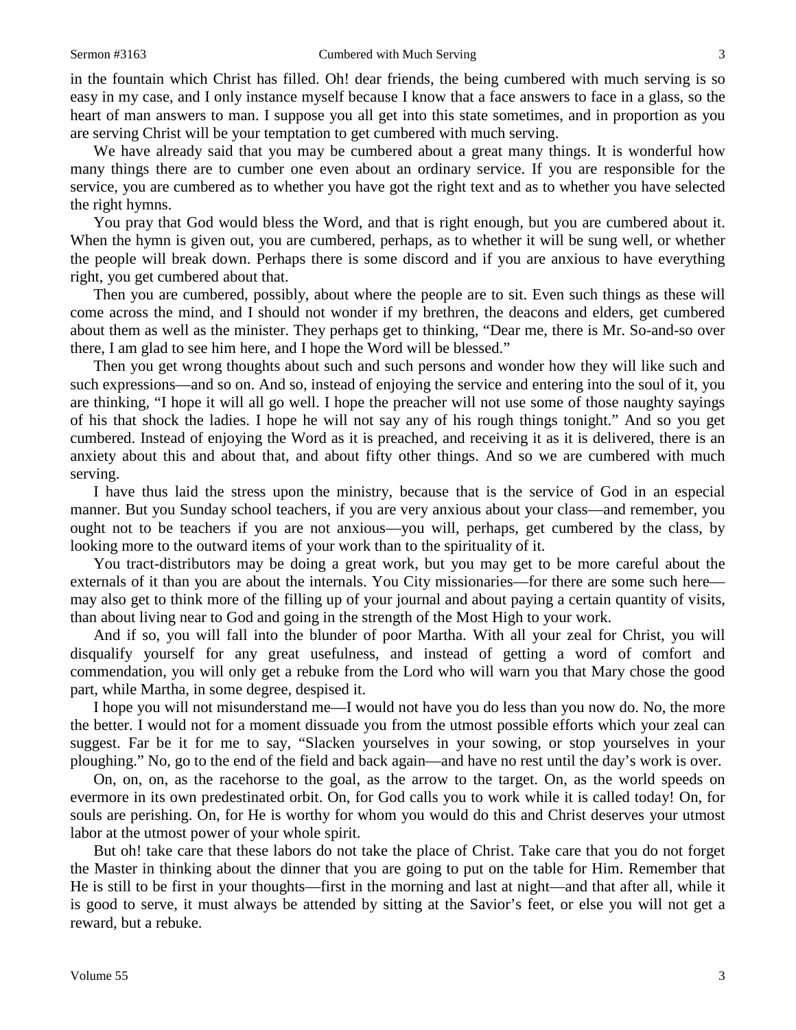in the fountain which Christ has filled. Oh! dear friends, the being cumbered with much serving is so easy in my case, and I only instance myself because I know that a face answers to face in a glass, so the heart of man answers to man. I suppose you all get into this state sometimes, and in proportion as you are serving Christ will be your temptation to get cumbered with much serving.

We have already said that you may be cumbered about a great many things. It is wonderful how many things there are to cumber one even about an ordinary service. If you are responsible for the service, you are cumbered as to whether you have got the right text and as to whether you have selected the right hymns.

You pray that God would bless the Word, and that is right enough, but you are cumbered about it. When the hymn is given out, you are cumbered, perhaps, as to whether it will be sung well, or whether the people will break down. Perhaps there is some discord and if you are anxious to have everything right, you get cumbered about that.

Then you are cumbered, possibly, about where the people are to sit. Even such things as these will come across the mind, and I should not wonder if my brethren, the deacons and elders, get cumbered about them as well as the minister. They perhaps get to thinking, "Dear me, there is Mr. So-and-so over there, I am glad to see him here, and I hope the Word will be blessed."

Then you get wrong thoughts about such and such persons and wonder how they will like such and such expressions—and so on. And so, instead of enjoying the service and entering into the soul of it, you are thinking, "I hope it will all go well. I hope the preacher will not use some of those naughty sayings of his that shock the ladies. I hope he will not say any of his rough things tonight." And so you get cumbered. Instead of enjoying the Word as it is preached, and receiving it as it is delivered, there is an anxiety about this and about that, and about fifty other things. And so we are cumbered with much serving.

I have thus laid the stress upon the ministry, because that is the service of God in an especial manner. But you Sunday school teachers, if you are very anxious about your class—and remember, you ought not to be teachers if you are not anxious—you will, perhaps, get cumbered by the class, by looking more to the outward items of your work than to the spirituality of it.

You tract-distributors may be doing a great work, but you may get to be more careful about the externals of it than you are about the internals. You City missionaries—for there are some such here—may also get to think more of the filling up of your journal and about paying a certain quantity of visits, than about living near to God and going in the strength of the Most High to your work.

And if so, you will fall into the blunder of poor Martha. With all your zeal for Christ, you will disqualify yourself for any great usefulness, and instead of getting a word of comfort and commendation, you will only get a rebuke from the Lord who will warn you that Mary chose the good part, while Martha, in some degree, despised it.

I hope you will not misunderstand me—I would not have you do less than you now do. No, the more the better. I would not for a moment dissuade you from the utmost possible efforts which your zeal can suggest. Far be it for me to say, "Slacken yourselves in your sowing, or stop yourselves in your ploughing." No, go to the end of the field and back again—and have no rest until the day's work is over.

On, on, on, as the racehorse to the goal, as the arrow to the target. On, as the world speeds on evermore in its own predestinated orbit. On, for God calls you to work while it is called today! On, for souls are perishing. On, for He is worthy for whom you would do this and Christ deserves your utmost labor at the utmost power of your whole spirit.

But oh! take care that these labors do not take the place of Christ. Take care that you do not forget the Master in thinking about the dinner that you are going to put on the table for Him. Remember that He is still to be first in your thoughts—first in the morning and last at night—and that after all, while it is good to serve, it must always be attended by sitting at the Savior's feet, or else you will not get a reward, but a rebuke.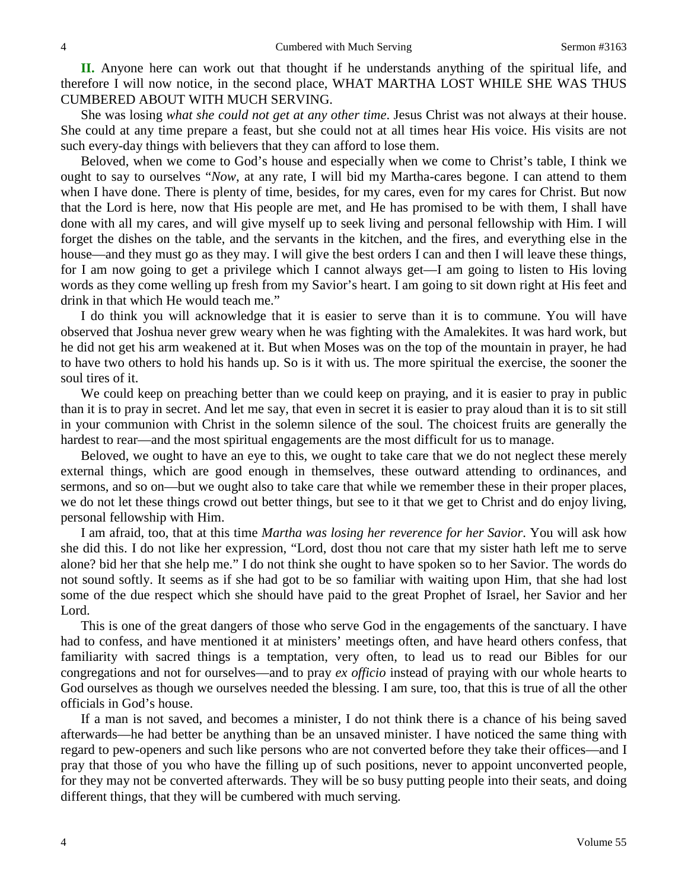**II.** Anyone here can work out that thought if he understands anything of the spiritual life, and therefore I will now notice, in the second place, WHAT MARTHA LOST WHILE SHE WAS THUS CUMBERED ABOUT WITH MUCH SERVING.

She was losing *what she could not get at any other time*. Jesus Christ was not always at their house. She could at any time prepare a feast, but she could not at all times hear His voice. His visits are not such every-day things with believers that they can afford to lose them.

Beloved, when we come to God's house and especially when we come to Christ's table, I think we ought to say to ourselves "*Now*, at any rate, I will bid my Martha-cares begone. I can attend to them when I have done. There is plenty of time, besides, for my cares, even for my cares for Christ. But now that the Lord is here, now that His people are met, and He has promised to be with them, I shall have done with all my cares, and will give myself up to seek living and personal fellowship with Him. I will forget the dishes on the table, and the servants in the kitchen, and the fires, and everything else in the house—and they must go as they may. I will give the best orders I can and then I will leave these things, for I am now going to get a privilege which I cannot always get—I am going to listen to His loving words as they come welling up fresh from my Savior's heart. I am going to sit down right at His feet and drink in that which He would teach me."

I do think you will acknowledge that it is easier to serve than it is to commune. You will have observed that Joshua never grew weary when he was fighting with the Amalekites. It was hard work, but he did not get his arm weakened at it. But when Moses was on the top of the mountain in prayer, he had to have two others to hold his hands up. So is it with us. The more spiritual the exercise, the sooner the soul tires of it.

We could keep on preaching better than we could keep on praying, and it is easier to pray in public than it is to pray in secret. And let me say, that even in secret it is easier to pray aloud than it is to sit still in your communion with Christ in the solemn silence of the soul. The choicest fruits are generally the hardest to rear—and the most spiritual engagements are the most difficult for us to manage.

Beloved, we ought to have an eye to this, we ought to take care that we do not neglect these merely external things, which are good enough in themselves, these outward attending to ordinances, and sermons, and so on—but we ought also to take care that while we remember these in their proper places, we do not let these things crowd out better things, but see to it that we get to Christ and do enjoy living, personal fellowship with Him.

I am afraid, too, that at this time *Martha was losing her reverence for her Savior*. You will ask how she did this. I do not like her expression, "Lord, dost thou not care that my sister hath left me to serve alone? bid her that she help me." I do not think she ought to have spoken so to her Savior. The words do not sound softly. It seems as if she had got to be so familiar with waiting upon Him, that she had lost some of the due respect which she should have paid to the great Prophet of Israel, her Savior and her Lord.

This is one of the great dangers of those who serve God in the engagements of the sanctuary. I have had to confess, and have mentioned it at ministers' meetings often, and have heard others confess, that familiarity with sacred things is a temptation, very often, to lead us to read our Bibles for our congregations and not for ourselves—and to pray *ex officio* instead of praying with our whole hearts to God ourselves as though we ourselves needed the blessing. I am sure, too, that this is true of all the other officials in God's house.

If a man is not saved, and becomes a minister, I do not think there is a chance of his being saved afterwards—he had better be anything than be an unsaved minister. I have noticed the same thing with regard to pew-openers and such like persons who are not converted before they take their offices—and I pray that those of you who have the filling up of such positions, never to appoint unconverted people, for they may not be converted afterwards. They will be so busy putting people into their seats, and doing different things, that they will be cumbered with much serving.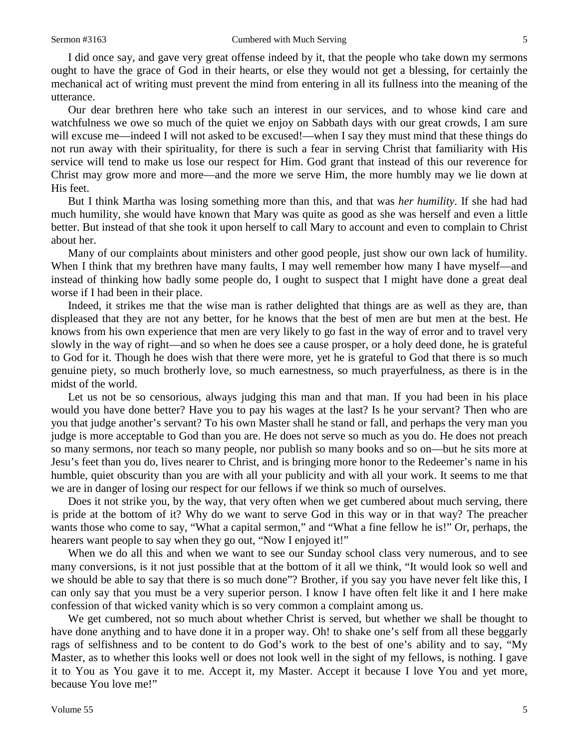I did once say, and gave very great offense indeed by it, that the people who take down my sermons ought to have the grace of God in their hearts, or else they would not get a blessing, for certainly the mechanical act of writing must prevent the mind from entering in all its fullness into the meaning of the utterance.

Our dear brethren here who take such an interest in our services, and to whose kind care and watchfulness we owe so much of the quiet we enjoy on Sabbath days with our great crowds, I am sure will excuse me—indeed I will not asked to be excused!—when I say they must mind that these things do not run away with their spirituality, for there is such a fear in serving Christ that familiarity with His service will tend to make us lose our respect for Him. God grant that instead of this our reverence for Christ may grow more and more—and the more we serve Him, the more humbly may we lie down at His feet.

But I think Martha was losing something more than this, and that was *her humility*. If she had had much humility, she would have known that Mary was quite as good as she was herself and even a little better. But instead of that she took it upon herself to call Mary to account and even to complain to Christ about her.

Many of our complaints about ministers and other good people, just show our own lack of humility. When I think that my brethren have many faults, I may well remember how many I have myself—and instead of thinking how badly some people do, I ought to suspect that I might have done a great deal worse if I had been in their place.

Indeed, it strikes me that the wise man is rather delighted that things are as well as they are, than displeased that they are not any better, for he knows that the best of men are but men at the best. He knows from his own experience that men are very likely to go fast in the way of error and to travel very slowly in the way of right—and so when he does see a cause prosper, or a holy deed done, he is grateful to God for it. Though he does wish that there were more, yet he is grateful to God that there is so much genuine piety, so much brotherly love, so much earnestness, so much prayerfulness, as there is in the midst of the world.

Let us not be so censorious, always judging this man and that man. If you had been in his place would you have done better? Have you to pay his wages at the last? Is he your servant? Then who are you that judge another's servant? To his own Master shall he stand or fall, and perhaps the very man you judge is more acceptable to God than you are. He does not serve so much as you do. He does not preach so many sermons, nor teach so many people, nor publish so many books and so on—but he sits more at Jesu's feet than you do, lives nearer to Christ, and is bringing more honor to the Redeemer's name in his humble, quiet obscurity than you are with all your publicity and with all your work. It seems to me that we are in danger of losing our respect for our fellows if we think so much of ourselves.

Does it not strike you, by the way, that very often when we get cumbered about much serving, there is pride at the bottom of it? Why do we want to serve God in this way or in that way? The preacher wants those who come to say, "What a capital sermon," and "What a fine fellow he is!" Or, perhaps, the hearers want people to say when they go out, "Now I enjoyed it!"

When we do all this and when we want to see our Sunday school class very numerous, and to see many conversions, is it not just possible that at the bottom of it all we think, "It would look so well and we should be able to say that there is so much done"? Brother, if you say you have never felt like this, I can only say that you must be a very superior person. I know I have often felt like it and I here make confession of that wicked vanity which is so very common a complaint among us.

We get cumbered, not so much about whether Christ is served, but whether we shall be thought to have done anything and to have done it in a proper way. Oh! to shake one's self from all these beggarly rags of selfishness and to be content to do God's work to the best of one's ability and to say, "My Master, as to whether this looks well or does not look well in the sight of my fellows, is nothing. I gave it to You as You gave it to me. Accept it, my Master. Accept it because I love You and yet more, because You love me!"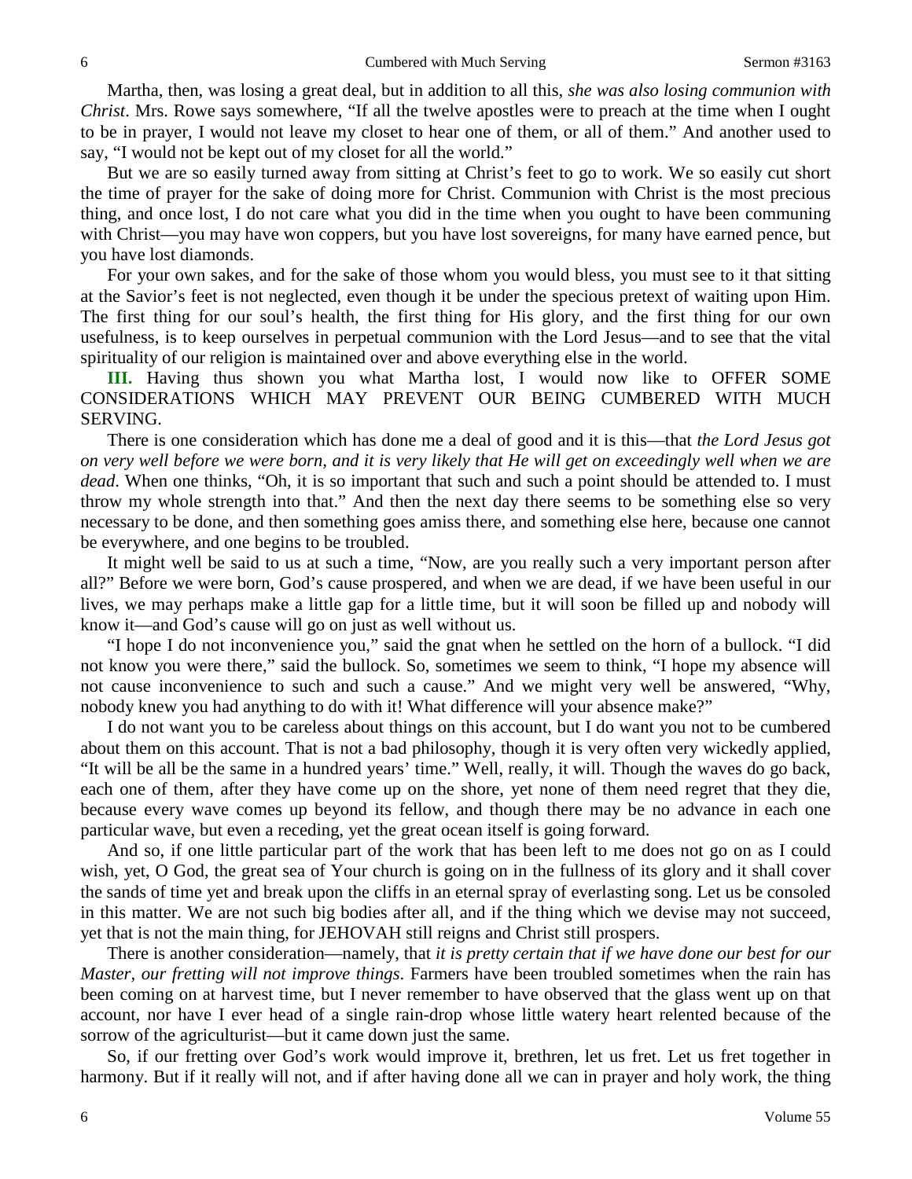Martha, then, was losing a great deal, but in addition to all this, *she was also losing communion with Christ*. Mrs. Rowe says somewhere, "If all the twelve apostles were to preach at the time when I ought to be in prayer, I would not leave my closet to hear one of them, or all of them." And another used to say, "I would not be kept out of my closet for all the world."

But we are so easily turned away from sitting at Christ's feet to go to work. We so easily cut short the time of prayer for the sake of doing more for Christ. Communion with Christ is the most precious thing, and once lost, I do not care what you did in the time when you ought to have been communing with Christ—you may have won coppers, but you have lost sovereigns, for many have earned pence, but you have lost diamonds.

For your own sakes, and for the sake of those whom you would bless, you must see to it that sitting at the Savior's feet is not neglected, even though it be under the specious pretext of waiting upon Him. The first thing for our soul's health, the first thing for His glory, and the first thing for our own usefulness, is to keep ourselves in perpetual communion with the Lord Jesus—and to see that the vital spirituality of our religion is maintained over and above everything else in the world.

**III.** Having thus shown you what Martha lost, I would now like to OFFER SOME CONSIDERATIONS WHICH MAY PREVENT OUR BEING CUMBERED WITH MUCH SERVING.

There is one consideration which has done me a deal of good and it is this—that *the Lord Jesus got on very well before we were born, and it is very likely that He will get on exceedingly well when we are dead*. When one thinks, "Oh, it is so important that such and such a point should be attended to. I must throw my whole strength into that." And then the next day there seems to be something else so very necessary to be done, and then something goes amiss there, and something else here, because one cannot be everywhere, and one begins to be troubled.

It might well be said to us at such a time, "Now, are you really such a very important person after all?" Before we were born, God's cause prospered, and when we are dead, if we have been useful in our lives, we may perhaps make a little gap for a little time, but it will soon be filled up and nobody will know it—and God's cause will go on just as well without us.

"I hope I do not inconvenience you," said the gnat when he settled on the horn of a bullock. "I did not know you were there," said the bullock. So, sometimes we seem to think, "I hope my absence will not cause inconvenience to such and such a cause." And we might very well be answered, "Why, nobody knew you had anything to do with it! What difference will your absence make?"

I do not want you to be careless about things on this account, but I do want you not to be cumbered about them on this account. That is not a bad philosophy, though it is very often very wickedly applied, "It will be all be the same in a hundred years' time." Well, really, it will. Though the waves do go back, each one of them, after they have come up on the shore, yet none of them need regret that they die, because every wave comes up beyond its fellow, and though there may be no advance in each one particular wave, but even a receding, yet the great ocean itself is going forward.

And so, if one little particular part of the work that has been left to me does not go on as I could wish, yet, O God, the great sea of Your church is going on in the fullness of its glory and it shall cover the sands of time yet and break upon the cliffs in an eternal spray of everlasting song. Let us be consoled in this matter. We are not such big bodies after all, and if the thing which we devise may not succeed, yet that is not the main thing, for JEHOVAH still reigns and Christ still prospers.

There is another consideration—namely, that *it is pretty certain that if we have done our best for our Master, our fretting will not improve things*. Farmers have been troubled sometimes when the rain has been coming on at harvest time, but I never remember to have observed that the glass went up on that account, nor have I ever head of a single rain-drop whose little watery heart relented because of the sorrow of the agriculturist—but it came down just the same.

So, if our fretting over God's work would improve it, brethren, let us fret. Let us fret together in harmony. But if it really will not, and if after having done all we can in prayer and holy work, the thing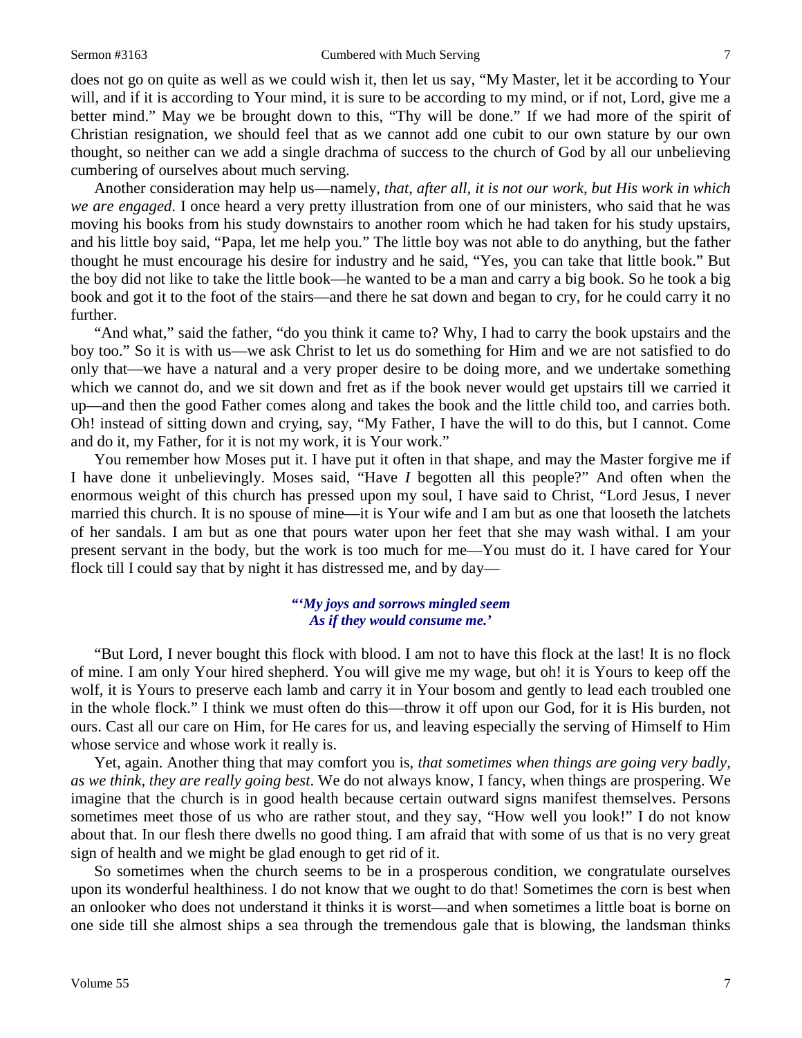does not go on quite as well as we could wish it, then let us say, "My Master, let it be according to Your will, and if it is according to Your mind, it is sure to be according to my mind, or if not, Lord, give me a better mind." May we be brought down to this, "Thy will be done." If we had more of the spirit of Christian resignation, we should feel that as we cannot add one cubit to our own stature by our own thought, so neither can we add a single drachma of success to the church of God by all our unbelieving cumbering of ourselves about much serving.

Another consideration may help us—namely, *that, after all, it is not our work, but His work in which we are engaged*. I once heard a very pretty illustration from one of our ministers, who said that he was moving his books from his study downstairs to another room which he had taken for his study upstairs, and his little boy said, "Papa, let me help you." The little boy was not able to do anything, but the father thought he must encourage his desire for industry and he said, "Yes, you can take that little book." But the boy did not like to take the little book—he wanted to be a man and carry a big book. So he took a big book and got it to the foot of the stairs—and there he sat down and began to cry, for he could carry it no further.

"And what," said the father, "do you think it came to? Why, I had to carry the book upstairs and the boy too." So it is with us—we ask Christ to let us do something for Him and we are not satisfied to do only that—we have a natural and a very proper desire to be doing more, and we undertake something which we cannot do, and we sit down and fret as if the book never would get upstairs till we carried it up—and then the good Father comes along and takes the book and the little child too, and carries both. Oh! instead of sitting down and crying, say, "My Father, I have the will to do this, but I cannot. Come and do it, my Father, for it is not my work, it is Your work."

You remember how Moses put it. I have put it often in that shape, and may the Master forgive me if I have done it unbelievingly. Moses said, "Have *I* begotten all this people?" And often when the enormous weight of this church has pressed upon my soul, I have said to Christ, "Lord Jesus, I never married this church. It is no spouse of mine—it is Your wife and I am but as one that looseth the latchets of her sandals. I am but as one that pours water upon her feet that she may wash withal. I am your present servant in the body, but the work is too much for me—You must do it. I have cared for Your flock till I could say that by night it has distressed me, and by day—

***"'My joys and sorrows mingled seem***
***As if they would consume me.'***

"But Lord, I never bought this flock with blood. I am not to have this flock at the last! It is no flock of mine. I am only Your hired shepherd. You will give me my wage, but oh! it is Yours to keep off the wolf, it is Yours to preserve each lamb and carry it in Your bosom and gently to lead each troubled one in the whole flock." I think we must often do this—throw it off upon our God, for it is His burden, not ours. Cast all our care on Him, for He cares for us, and leaving especially the serving of Himself to Him whose service and whose work it really is.

Yet, again. Another thing that may comfort you is, *that sometimes when things are going very badly, as we think, they are really going best*. We do not always know, I fancy, when things are prospering. We imagine that the church is in good health because certain outward signs manifest themselves. Persons sometimes meet those of us who are rather stout, and they say, "How well you look!" I do not know about that. In our flesh there dwells no good thing. I am afraid that with some of us that is no very great sign of health and we might be glad enough to get rid of it.

So sometimes when the church seems to be in a prosperous condition, we congratulate ourselves upon its wonderful healthiness. I do not know that we ought to do that! Sometimes the corn is best when an onlooker who does not understand it thinks it is worst—and when sometimes a little boat is borne on one side till she almost ships a sea through the tremendous gale that is blowing, the landsman thinks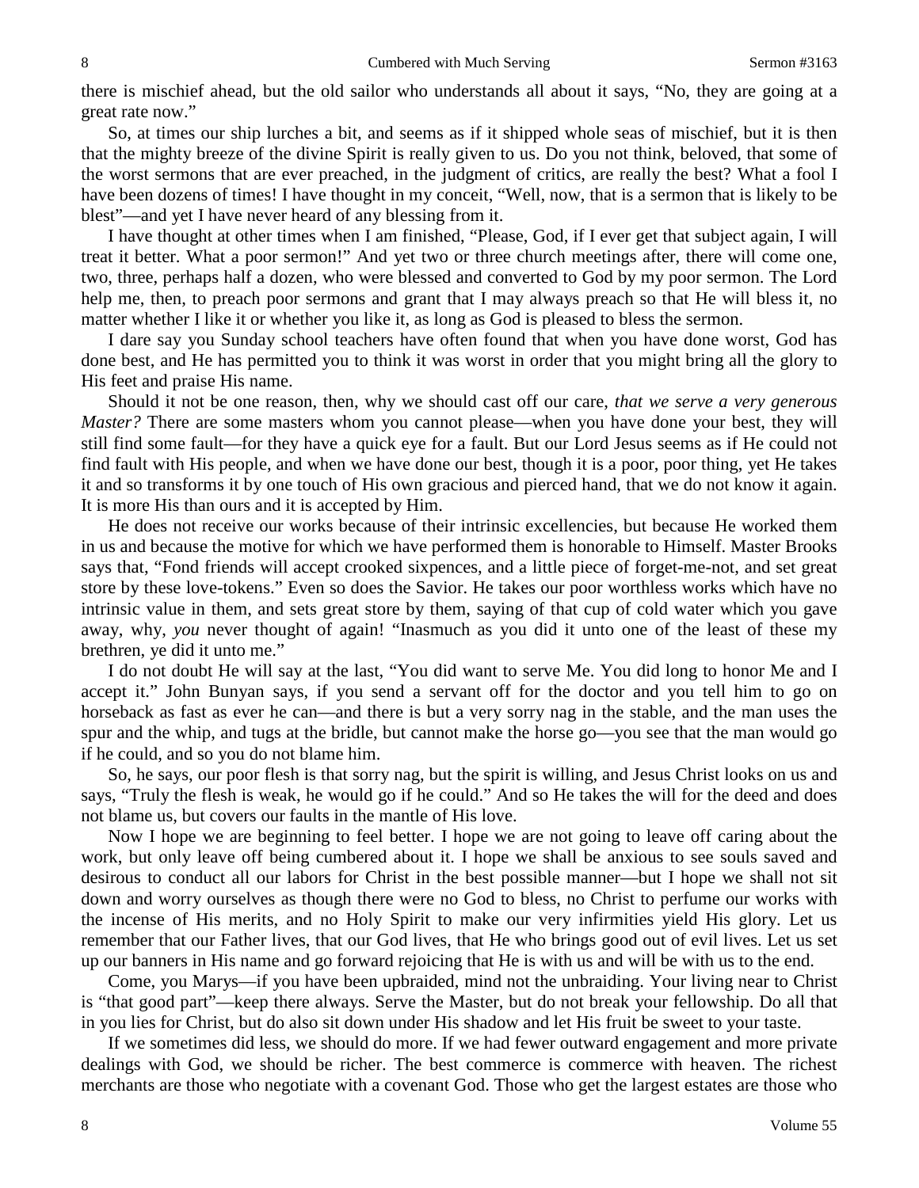there is mischief ahead, but the old sailor who understands all about it says, "No, they are going at a great rate now."

So, at times our ship lurches a bit, and seems as if it shipped whole seas of mischief, but it is then that the mighty breeze of the divine Spirit is really given to us. Do you not think, beloved, that some of the worst sermons that are ever preached, in the judgment of critics, are really the best? What a fool I have been dozens of times! I have thought in my conceit, "Well, now, that is a sermon that is likely to be blest"—and yet I have never heard of any blessing from it.

I have thought at other times when I am finished, "Please, God, if I ever get that subject again, I will treat it better. What a poor sermon!" And yet two or three church meetings after, there will come one, two, three, perhaps half a dozen, who were blessed and converted to God by my poor sermon. The Lord help me, then, to preach poor sermons and grant that I may always preach so that He will bless it, no matter whether I like it or whether you like it, as long as God is pleased to bless the sermon.

I dare say you Sunday school teachers have often found that when you have done worst, God has done best, and He has permitted you to think it was worst in order that you might bring all the glory to His feet and praise His name.

Should it not be one reason, then, why we should cast off our care, *that we serve a very generous Master?* There are some masters whom you cannot please—when you have done your best, they will still find some fault—for they have a quick eye for a fault. But our Lord Jesus seems as if He could not find fault with His people, and when we have done our best, though it is a poor, poor thing, yet He takes it and so transforms it by one touch of His own gracious and pierced hand, that we do not know it again. It is more His than ours and it is accepted by Him.

He does not receive our works because of their intrinsic excellencies, but because He worked them in us and because the motive for which we have performed them is honorable to Himself. Master Brooks says that, "Fond friends will accept crooked sixpences, and a little piece of forget-me-not, and set great store by these love-tokens." Even so does the Savior. He takes our poor worthless works which have no intrinsic value in them, and sets great store by them, saying of that cup of cold water which you gave away, why, *you* never thought of again! "Inasmuch as you did it unto one of the least of these my brethren, ye did it unto me."

I do not doubt He will say at the last, "You did want to serve Me. You did long to honor Me and I accept it." John Bunyan says, if you send a servant off for the doctor and you tell him to go on horseback as fast as ever he can—and there is but a very sorry nag in the stable, and the man uses the spur and the whip, and tugs at the bridle, but cannot make the horse go—you see that the man would go if he could, and so you do not blame him.

So, he says, our poor flesh is that sorry nag, but the spirit is willing, and Jesus Christ looks on us and says, "Truly the flesh is weak, he would go if he could." And so He takes the will for the deed and does not blame us, but covers our faults in the mantle of His love.

Now I hope we are beginning to feel better. I hope we are not going to leave off caring about the work, but only leave off being cumbered about it. I hope we shall be anxious to see souls saved and desirous to conduct all our labors for Christ in the best possible manner—but I hope we shall not sit down and worry ourselves as though there were no God to bless, no Christ to perfume our works with the incense of His merits, and no Holy Spirit to make our very infirmities yield His glory. Let us remember that our Father lives, that our God lives, that He who brings good out of evil lives. Let us set up our banners in His name and go forward rejoicing that He is with us and will be with us to the end.

Come, you Marys—if you have been upbraided, mind not the unbraiding. Your living near to Christ is "that good part"—keep there always. Serve the Master, but do not break your fellowship. Do all that in you lies for Christ, but do also sit down under His shadow and let His fruit be sweet to your taste.

If we sometimes did less, we should do more. If we had fewer outward engagement and more private dealings with God, we should be richer. The best commerce is commerce with heaven. The richest merchants are those who negotiate with a covenant God. Those who get the largest estates are those who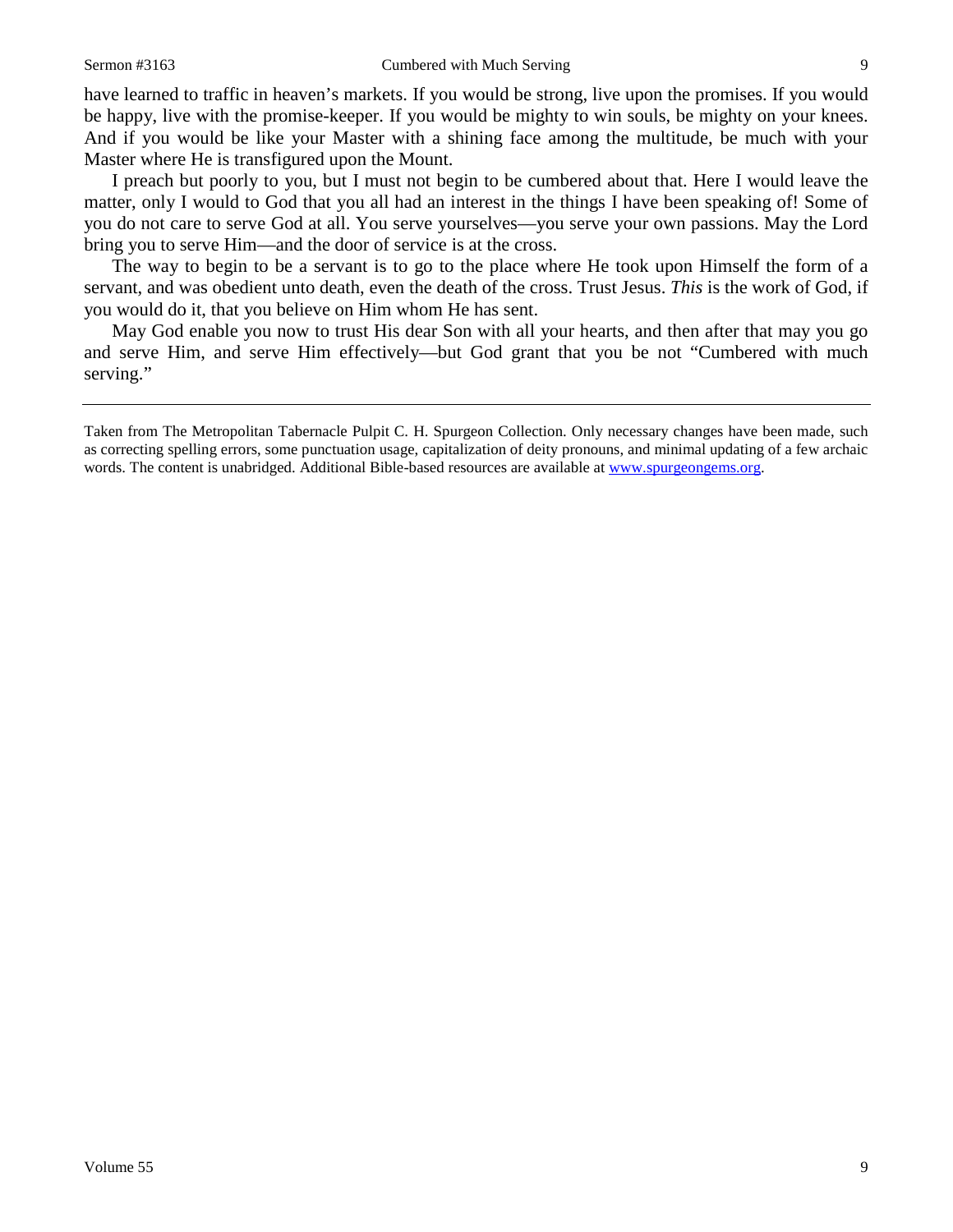have learned to traffic in heaven's markets. If you would be strong, live upon the promises. If you would be happy, live with the promise-keeper. If you would be mighty to win souls, be mighty on your knees. And if you would be like your Master with a shining face among the multitude, be much with your Master where He is transfigured upon the Mount.

I preach but poorly to you, but I must not begin to be cumbered about that. Here I would leave the matter, only I would to God that you all had an interest in the things I have been speaking of! Some of you do not care to serve God at all. You serve yourselves—you serve your own passions. May the Lord bring you to serve Him—and the door of service is at the cross.

The way to begin to be a servant is to go to the place where He took upon Himself the form of a servant, and was obedient unto death, even the death of the cross. Trust Jesus. *This* is the work of God, if you would do it, that you believe on Him whom He has sent.

May God enable you now to trust His dear Son with all your hearts, and then after that may you go and serve Him, and serve Him effectively—but God grant that you be not "Cumbered with much serving."

---

Taken from The Metropolitan Tabernacle Pulpit C. H. Spurgeon Collection. Only necessary changes have been made, such as correcting spelling errors, some punctuation usage, capitalization of deity pronouns, and minimal updating of a few archaic words. The content is unabridged. Additional Bible-based resources are available at www.spurgeongems.org.